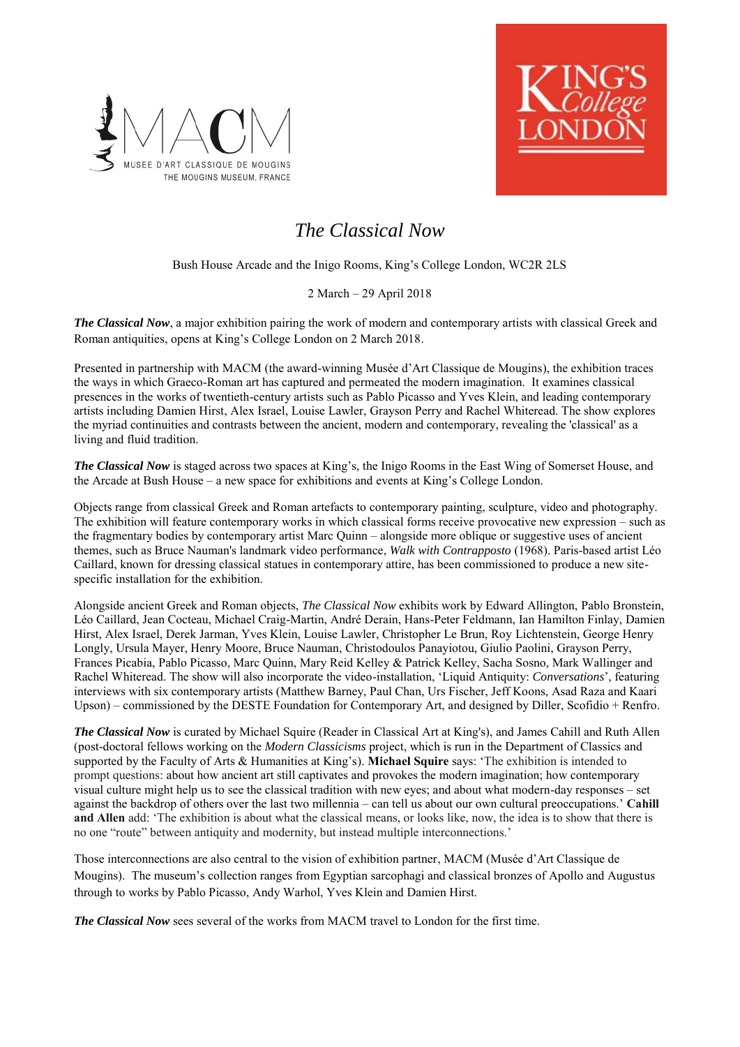MUSEE D'ART CLASSIQUE DE MOUGINS
THE MOUGINS MUSEUM, FRANCE

KING'S College LONDON

# *The Classical Now*

Bush House Arcade and the Inigo Rooms, King's College London, WC2R 2LS

2 March – 29 April 2018

***The Classical Now***, a major exhibition pairing the work of modern and contemporary artists with classical Greek and Roman antiquities, opens at King's College London on 2 March 2018.

Presented in partnership with MACM (the award-winning Musée d'Art Classique de Mougins), the exhibition traces the ways in which Graeco-Roman art has captured and permeated the modern imagination. It examines classical presences in the works of twentieth-century artists such as Pablo Picasso and Yves Klein, and leading contemporary artists including Damien Hirst, Alex Israel, Louise Lawler, Grayson Perry and Rachel Whiteread. The show explores the myriad continuities and contrasts between the ancient, modern and contemporary, revealing the 'classical' as a living and fluid tradition.

***The Classical Now*** is staged across two spaces at King's, the Inigo Rooms in the East Wing of Somerset House, and the Arcade at Bush House – a new space for exhibitions and events at King's College London.

Objects range from classical Greek and Roman artefacts to contemporary painting, sculpture, video and photography. The exhibition will feature contemporary works in which classical forms receive provocative new expression – such as the fragmentary bodies by contemporary artist Marc Quinn – alongside more oblique or suggestive uses of ancient themes, such as Bruce Nauman's landmark video performance, *Walk with Contrapposto* (1968). Paris-based artist Léo Caillard, known for dressing classical statues in contemporary attire, has been commissioned to produce a new site-specific installation for the exhibition.

Alongside ancient Greek and Roman objects, *The Classical Now* exhibits work by Edward Allington, Pablo Bronstein, Léo Caillard, Jean Cocteau, Michael Craig-Martin, André Derain, Hans-Peter Feldmann, Ian Hamilton Finlay, Damien Hirst, Alex Israel, Derek Jarman, Yves Klein, Louise Lawler, Christopher Le Brun, Roy Lichtenstein, George Henry Longly, Ursula Mayer, Henry Moore, Bruce Nauman, Christodoulos Panayiotou, Giulio Paolini, Grayson Perry, Frances Picabia, Pablo Picasso, Marc Quinn, Mary Reid Kelley & Patrick Kelley, Sacha Sosno, Mark Wallinger and Rachel Whiteread. The show will also incorporate the video-installation, 'Liquid Antiquity: *Conversations*', featuring interviews with six contemporary artists (Matthew Barney, Paul Chan, Urs Fischer, Jeff Koons, Asad Raza and Kaari Upson) – commissioned by the DESTE Foundation for Contemporary Art, and designed by Diller, Scofidio + Renfro.

***The Classical Now*** is curated by Michael Squire (Reader in Classical Art at King's), and James Cahill and Ruth Allen (post-doctoral fellows working on the *Modern Classicisms* project, which is run in the Department of Classics and supported by the Faculty of Arts & Humanities at King's). **Michael Squire** says: 'The exhibition is intended to prompt questions: about how ancient art still captivates and provokes the modern imagination; how contemporary visual culture might help us to see the classical tradition with new eyes; and about what modern-day responses – set against the backdrop of others over the last two millennia – can tell us about our own cultural preoccupations.' **Cahill and Allen** add: 'The exhibition is about what the classical means, or looks like, now, the idea is to show that there is no one "route" between antiquity and modernity, but instead multiple interconnections.'

Those interconnections are also central to the vision of exhibition partner, MACM (Musée d'Art Classique de Mougins). The museum's collection ranges from Egyptian sarcophagi and classical bronzes of Apollo and Augustus through to works by Pablo Picasso, Andy Warhol, Yves Klein and Damien Hirst.

***The Classical Now*** sees several of the works from MACM travel to London for the first time.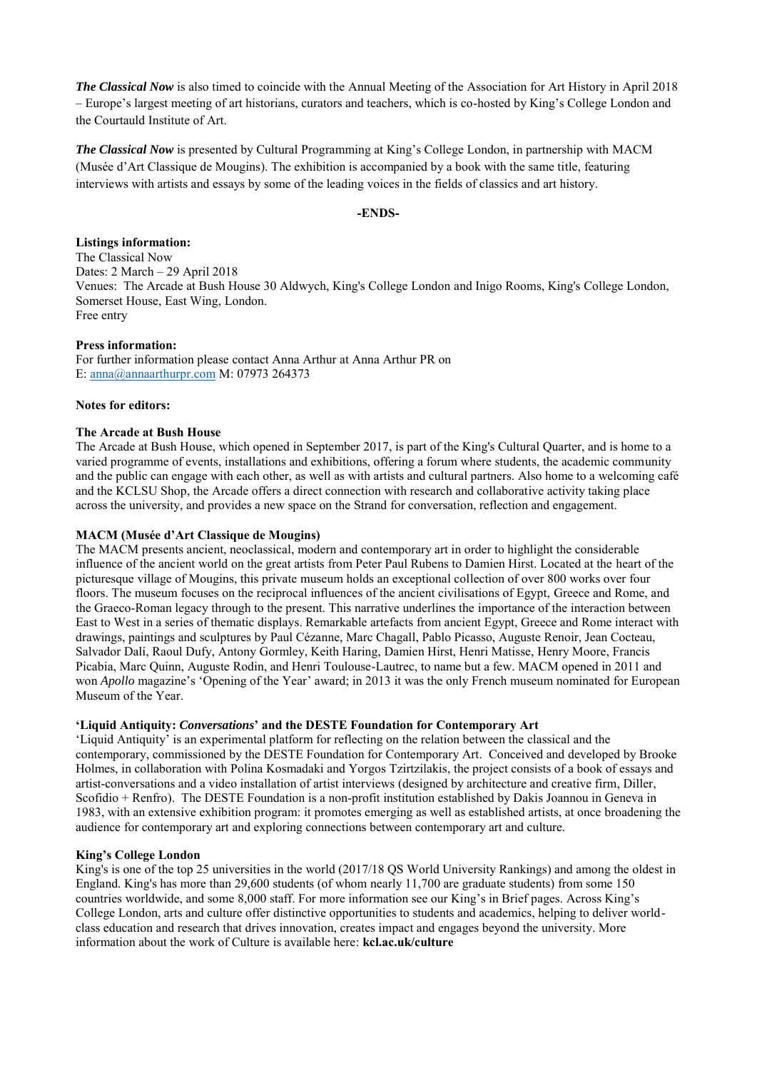***The Classical Now*** is also timed to coincide with the Annual Meeting of the Association for Art History in April 2018 – Europe's largest meeting of art historians, curators and teachers, which is co-hosted by King's College London and the Courtauld Institute of Art.

***The Classical Now*** is presented by Cultural Programming at King's College London, in partnership with MACM (Musée d'Art Classique de Mougins). The exhibition is accompanied by a book with the same title, featuring interviews with artists and essays by some of the leading voices in the fields of classics and art history.

**-ENDS-**

**Listings information:**
The Classical Now
Dates: 2 March – 29 April 2018
Venues: The Arcade at Bush House 30 Aldwych, King's College London and Inigo Rooms, King's College London, Somerset House, East Wing, London.
Free entry

**Press information:**
For further information please contact Anna Arthur at Anna Arthur PR on
E: anna@annaarthurpr.com M: 07973 264373

**Notes for editors:**

**The Arcade at Bush House**
The Arcade at Bush House, which opened in September 2017, is part of the King's Cultural Quarter, and is home to a varied programme of events, installations and exhibitions, offering a forum where students, the academic community and the public can engage with each other, as well as with artists and cultural partners. Also home to a welcoming café and the KCLSU Shop, the Arcade offers a direct connection with research and collaborative activity taking place across the university, and provides a new space on the Strand for conversation, reflection and engagement.

**MACM (Musée d'Art Classique de Mougins)**
The MACM presents ancient, neoclassical, modern and contemporary art in order to highlight the considerable influence of the ancient world on the great artists from Peter Paul Rubens to Damien Hirst. Located at the heart of the picturesque village of Mougins, this private museum holds an exceptional collection of over 800 works over four floors. The museum focuses on the reciprocal influences of the ancient civilisations of Egypt, Greece and Rome, and the Graeco-Roman legacy through to the present. This narrative underlines the importance of the interaction between East to West in a series of thematic displays. Remarkable artefacts from ancient Egypt, Greece and Rome interact with drawings, paintings and sculptures by Paul Cézanne, Marc Chagall, Pablo Picasso, Auguste Renoir, Jean Cocteau, Salvador Dalí, Raoul Dufy, Antony Gormley, Keith Haring, Damien Hirst, Henri Matisse, Henry Moore, Francis Picabia, Marc Quinn, Auguste Rodin, and Henri Toulouse-Lautrec, to name but a few. MACM opened in 2011 and won *Apollo* magazine's 'Opening of the Year' award; in 2013 it was the only French museum nominated for European Museum of the Year.

**'Liquid Antiquity: *Conversations*' and the DESTE Foundation for Contemporary Art**
'Liquid Antiquity' is an experimental platform for reflecting on the relation between the classical and the contemporary, commissioned by the DESTE Foundation for Contemporary Art. Conceived and developed by Brooke Holmes, in collaboration with Polina Kosmadaki and Yorgos Tzirtzilakis, the project consists of a book of essays and artist-conversations and a video installation of artist interviews (designed by architecture and creative firm, Diller, Scofidio + Renfro). The DESTE Foundation is a non-profit institution established by Dakis Joannou in Geneva in 1983, with an extensive exhibition program: it promotes emerging as well as established artists, at once broadening the audience for contemporary art and exploring connections between contemporary art and culture.

**King's College London**
King's is one of the top 25 universities in the world (2017/18 QS World University Rankings) and among the oldest in England. King's has more than 29,600 students (of whom nearly 11,700 are graduate students) from some 150 countries worldwide, and some 8,000 staff. For more information see our King's in Brief pages. Across King's College London, arts and culture offer distinctive opportunities to students and academics, helping to deliver world-class education and research that drives innovation, creates impact and engages beyond the university. More information about the work of Culture is available here: **kcl.ac.uk/culture**